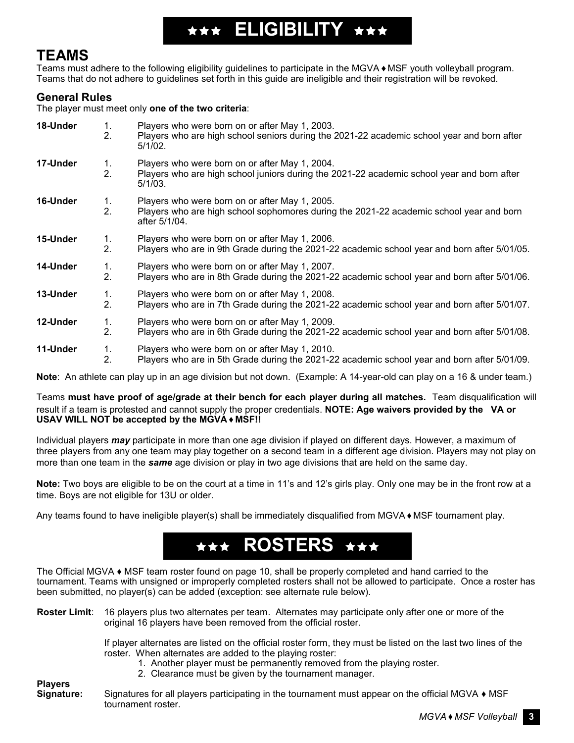# ★★★ ELIGIBILITY ★★★

## TEAMS

Teams must adhere to the following eligibility guidelines to participate in the MGVA ♦ MSF youth volleyball program. Teams that do not adhere to guidelines set forth in this guide are ineligible and their registration will be revoked.

### General Rules

The player must meet only **one of the two criteria**:

**18-Under**
1. Players who were born on or after May 1, 2003.
2. Players who are high school seniors during the 2021-22 academic school year and born after 5/1/02.

**17-Under**
1. Players who were born on or after May 1, 2004.
2. Players who are high school juniors during the 2021-22 academic school year and born after 5/1/03.

**16-Under**
1. Players who were born on or after May 1, 2005.
2. Players who are high school sophomores during the 2021-22 academic school year and born after 5/1/04.

**15-Under**
1. Players who were born on or after May 1, 2006.
2. Players who are in 9th Grade during the 2021-22 academic school year and born after 5/01/05.

**14-Under**
1. Players who were born on or after May 1, 2007.
2. Players who are in 8th Grade during the 2021-22 academic school year and born after 5/01/06.

**13-Under**
1. Players who were born on or after May 1, 2008.
2. Players who are in 7th Grade during the 2021-22 academic school year and born after 5/01/07.

**12-Under**
1. Players who were born on or after May 1, 2009.
2. Players who are in 6th Grade during the 2021-22 academic school year and born after 5/01/08.

**11-Under**
1. Players who were born on or after May 1, 2010.
2. Players who are in 5th Grade during the 2021-22 academic school year and born after 5/01/09.

**Note**: An athlete can play up in an age division but not down. (Example: A 14-year-old can play on a 16 & under team.)

Teams **must have proof of age/grade at their bench for each player during all matches.** Team disqualification will result if a team is protested and cannot supply the proper credentials. **NOTE: Age waivers provided by the VA or USAV WILL NOT be accepted by the MGVA ♦ MSF!!**

Individual players ***may*** participate in more than one age division if played on different days. However, a maximum of three players from any one team may play together on a second team in a different age division. Players may not play on more than one team in the ***same*** age division or play in two age divisions that are held on the same day.

**Note:** Two boys are eligible to be on the court at a time in 11's and 12's girls play. Only one may be in the front row at a time. Boys are not eligible for 13U or older.

Any teams found to have ineligible player(s) shall be immediately disqualified from MGVA ♦ MSF tournament play.

# ★★★ ROSTERS ★★★

The Official MGVA ♦ MSF team roster found on page 10, shall be properly completed and hand carried to the tournament. Teams with unsigned or improperly completed rosters shall not be allowed to participate. Once a roster has been submitted, no player(s) can be added (exception: see alternate rule below).

**Roster Limit**: 16 players plus two alternates per team. Alternates may participate only after one or more of the original 16 players have been removed from the official roster.

If player alternates are listed on the official roster form, they must be listed on the last two lines of the roster. When alternates are added to the playing roster:
1. Another player must be permanently removed from the playing roster.
2. Clearance must be given by the tournament manager.

**Players Signature:** Signatures for all players participating in the tournament must appear on the official MGVA ♦ MSF tournament roster.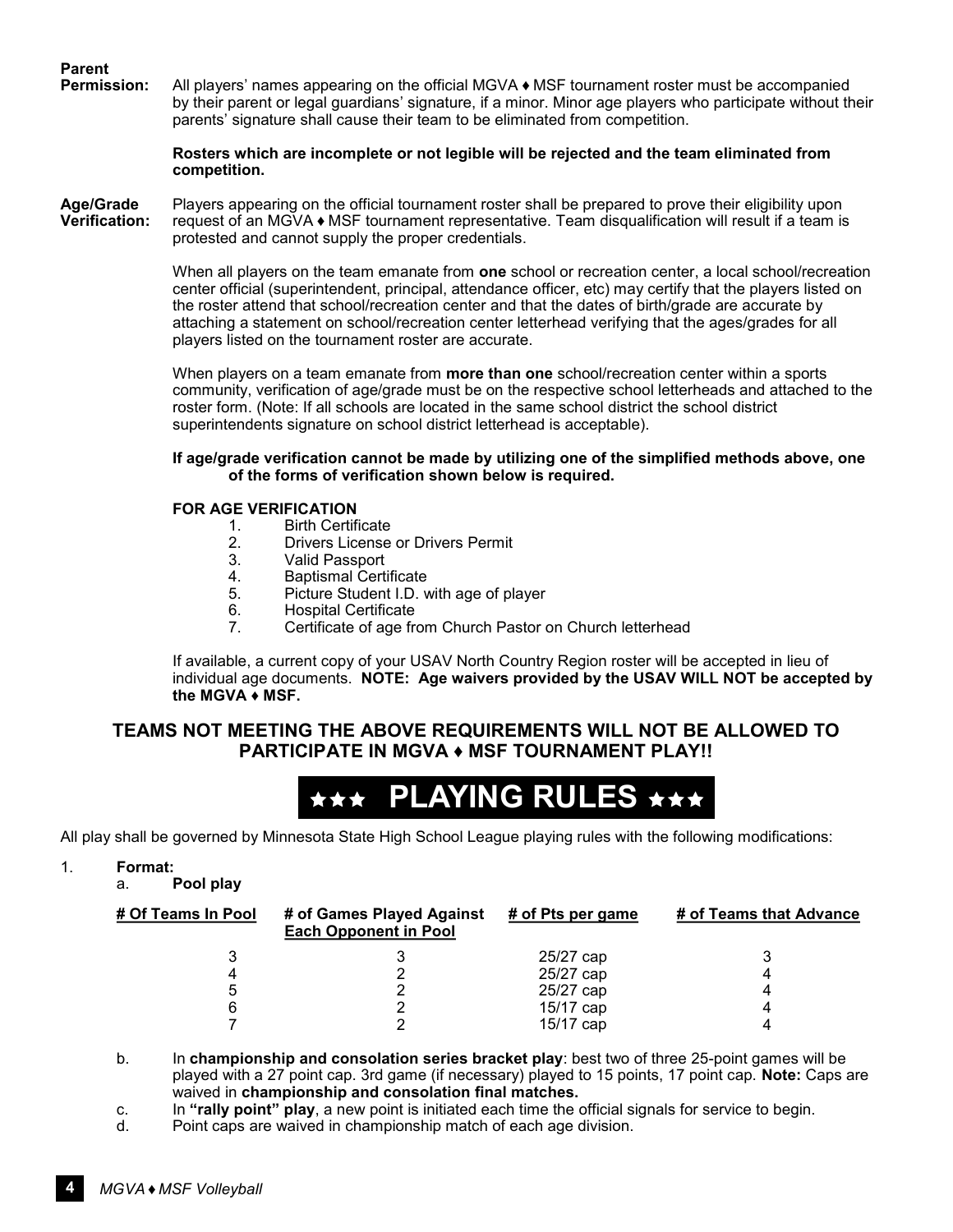**Parent Permission:** All players' names appearing on the official MGVA ♦ MSF tournament roster must be accompanied by their parent or legal guardians' signature, if a minor. Minor age players who participate without their parents' signature shall cause their team to be eliminated from competition.

**Rosters which are incomplete or not legible will be rejected and the team eliminated from competition.**

**Age/Grade Verification:** Players appearing on the official tournament roster shall be prepared to prove their eligibility upon request of an MGVA ♦ MSF tournament representative. Team disqualification will result if a team is protested and cannot supply the proper credentials.

When all players on the team emanate from **one** school or recreation center, a local school/recreation center official (superintendent, principal, attendance officer, etc) may certify that the players listed on the roster attend that school/recreation center and that the dates of birth/grade are accurate by attaching a statement on school/recreation center letterhead verifying that the ages/grades for all players listed on the tournament roster are accurate.

When players on a team emanate from **more than one** school/recreation center within a sports community, verification of age/grade must be on the respective school letterheads and attached to the roster form. (Note: If all schools are located in the same school district the school district superintendents signature on school district letterhead is acceptable).

**If age/grade verification cannot be made by utilizing one of the simplified methods above, one of the forms of verification shown below is required.**

**FOR AGE VERIFICATION**

1. Birth Certificate
2. Drivers License or Drivers Permit
3. Valid Passport
4. Baptismal Certificate
5. Picture Student I.D. with age of player
6. Hospital Certificate
7. Certificate of age from Church Pastor on Church letterhead

If available, a current copy of your USAV North Country Region roster will be accepted in lieu of individual age documents. **NOTE: Age waivers provided by the USAV WILL NOT be accepted by the MGVA ♦ MSF.**

**TEAMS NOT MEETING THE ABOVE REQUIREMENTS WILL NOT BE ALLOWED TO PARTICIPATE IN MGVA ♦ MSF TOURNAMENT PLAY!!**

# ★★★ PLAYING RULES ★★★

All play shall be governed by Minnesota State High School League playing rules with the following modifications:

1. **Format:**
   a. **Pool play**

| # Of Teams In Pool | # of Games Played Against Each Opponent in Pool | # of Pts per game | # of Teams that Advance |
|---|---|---|---|
| 3 | 3 | 25/27 cap | 3 |
| 4 | 2 | 25/27 cap | 4 |
| 5 | 2 | 25/27 cap | 4 |
| 6 | 2 | 15/17 cap | 4 |
| 7 | 2 | 15/17 cap | 4 |

   b. In **championship and consolation series bracket play**: best two of three 25-point games will be played with a 27 point cap. 3rd game (if necessary) played to 15 points, 17 point cap. **Note:** Caps are waived in **championship and consolation final matches.**

   c. In **"rally point" play**, a new point is initiated each time the official signals for service to begin.

   d. Point caps are waived in championship match of each age division.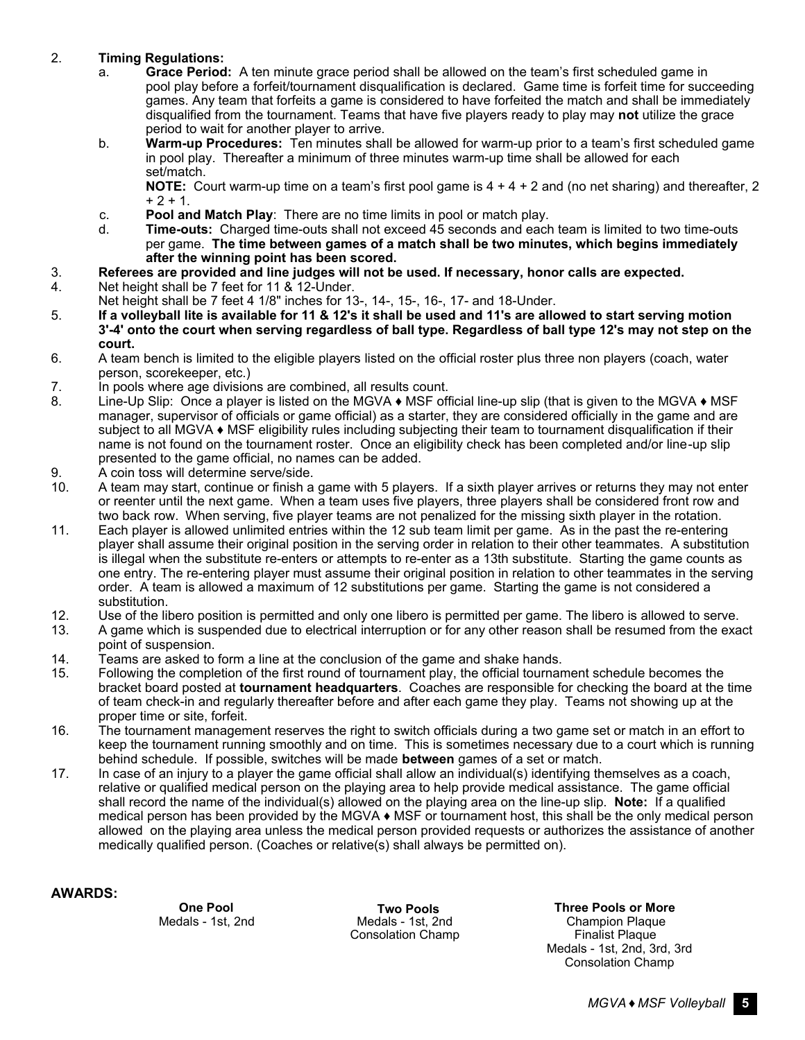2. **Timing Regulations:**
   a. **Grace Period:** A ten minute grace period shall be allowed on the team's first scheduled game in pool play before a forfeit/tournament disqualification is declared. Game time is forfeit time for succeeding games. Any team that forfeits a game is considered to have forfeited the match and shall be immediately disqualified from the tournament. Teams that have five players ready to play may **not** utilize the grace period to wait for another player to arrive.
   b. **Warm-up Procedures:** Ten minutes shall be allowed for warm-up prior to a team's first scheduled game in pool play. Thereafter a minimum of three minutes warm-up time shall be allowed for each set/match.

      **NOTE:** Court warm-up time on a team's first pool game is 4 + 4 + 2 and (no net sharing) and thereafter, 2 + 2 + 1.
   c. **Pool and Match Play**: There are no time limits in pool or match play.
   d. **Time-outs:** Charged time-outs shall not exceed 45 seconds and each team is limited to two time-outs per game. **The time between games of a match shall be two minutes, which begins immediately after the winning point has been scored.**
3. **Referees are provided and line judges will not be used. If necessary, honor calls are expected.**
4. Net height shall be 7 feet for 11 & 12-Under.

   Net height shall be 7 feet 4 1/8" inches for 13-, 14-, 15-, 16-, 17- and 18-Under.
5. **If a volleyball lite is available for 11 & 12's it shall be used and 11's are allowed to start serving motion 3'-4' onto the court when serving regardless of ball type. Regardless of ball type 12's may not step on the court.**
6. A team bench is limited to the eligible players listed on the official roster plus three non players (coach, water person, scorekeeper, etc.)
7. In pools where age divisions are combined, all results count.
8. Line-Up Slip: Once a player is listed on the MGVA ♦ MSF official line-up slip (that is given to the MGVA ♦ MSF manager, supervisor of officials or game official) as a starter, they are considered officially in the game and are subject to all MGVA ♦ MSF eligibility rules including subjecting their team to tournament disqualification if their name is not found on the tournament roster. Once an eligibility check has been completed and/or line-up slip presented to the game official, no names can be added.
9. A coin toss will determine serve/side.
10. A team may start, continue or finish a game with 5 players. If a sixth player arrives or returns they may not enter or reenter until the next game. When a team uses five players, three players shall be considered front row and two back row. When serving, five player teams are not penalized for the missing sixth player in the rotation.
11. Each player is allowed unlimited entries within the 12 sub team limit per game. As in the past the re-entering player shall assume their original position in the serving order in relation to their other teammates. A substitution is illegal when the substitute re-enters or attempts to re-enter as a 13th substitute. Starting the game counts as one entry. The re-entering player must assume their original position in relation to other teammates in the serving order. A team is allowed a maximum of 12 substitutions per game. Starting the game is not considered a substitution.
12. Use of the libero position is permitted and only one libero is permitted per game. The libero is allowed to serve.
13. A game which is suspended due to electrical interruption or for any other reason shall be resumed from the exact point of suspension.
14. Teams are asked to form a line at the conclusion of the game and shake hands.
15. Following the completion of the first round of tournament play, the official tournament schedule becomes the bracket board posted at **tournament headquarters**. Coaches are responsible for checking the board at the time of team check-in and regularly thereafter before and after each game they play. Teams not showing up at the proper time or site, forfeit.
16. The tournament management reserves the right to switch officials during a two game set or match in an effort to keep the tournament running smoothly and on time. This is sometimes necessary due to a court which is running behind schedule. If possible, switches will be made **between** games of a set or match.
17. In case of an injury to a player the game official shall allow an individual(s) identifying themselves as a coach, relative or qualified medical person on the playing area to help provide medical assistance. The game official shall record the name of the individual(s) allowed on the playing area on the line-up slip. **Note:** If a qualified medical person has been provided by the MGVA ♦ MSF or tournament host, this shall be the only medical person allowed on the playing area unless the medical person provided requests or authorizes the assistance of another medically qualified person. (Coaches or relative(s) shall always be permitted on).

**AWARDS:**

| One Pool | Two Pools | Three Pools or More |
| --- | --- | --- |
| Medals - 1st, 2nd | Medals - 1st, 2nd<br>Consolation Champ | Champion Plaque<br>Finalist Plaque<br>Medals - 1st, 2nd, 3rd, 3rd<br>Consolation Champ |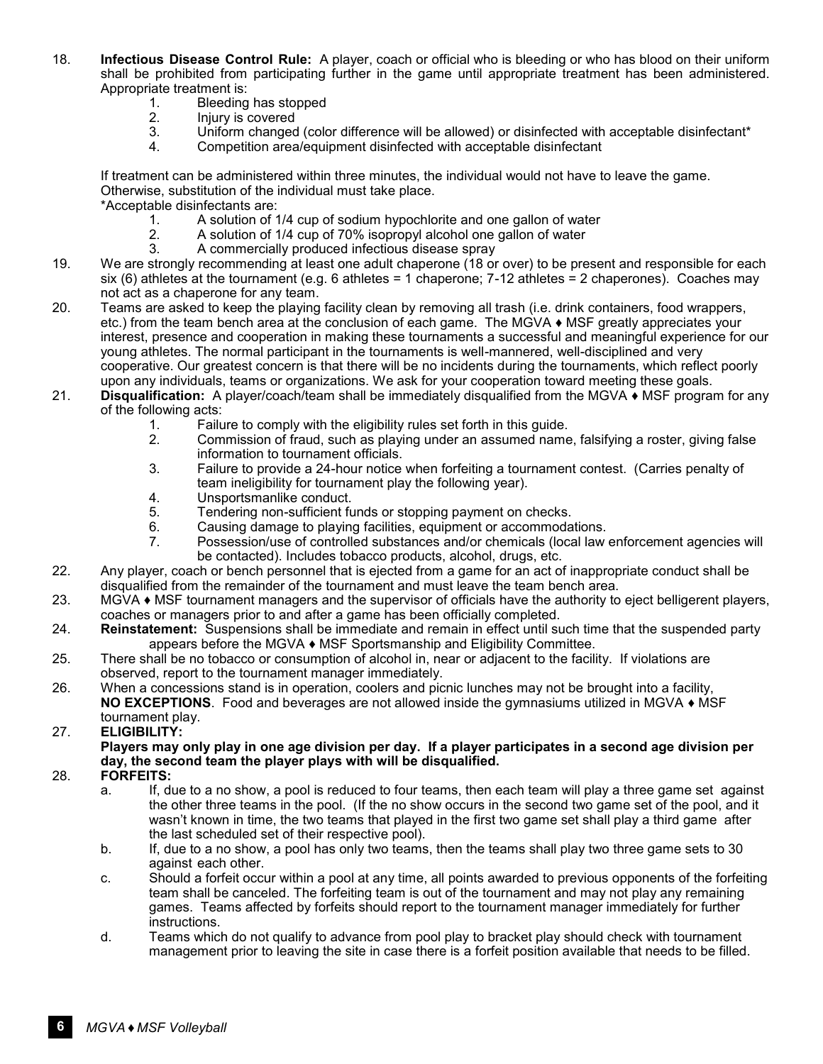18. **Infectious Disease Control Rule:** A player, coach or official who is bleeding or who has blood on their uniform shall be prohibited from participating further in the game until appropriate treatment has been administered. Appropriate treatment is:
    1. Bleeding has stopped
    2. Injury is covered
    3. Uniform changed (color difference will be allowed) or disinfected with acceptable disinfectant*
    4. Competition area/equipment disinfected with acceptable disinfectant

    If treatment can be administered within three minutes, the individual would not have to leave the game. Otherwise, substitution of the individual must take place.

    *Acceptable disinfectants are:
    1. A solution of 1/4 cup of sodium hypochlorite and one gallon of water
    2. A solution of 1/4 cup of 70% isopropyl alcohol one gallon of water
    3. A commercially produced infectious disease spray
19. We are strongly recommending at least one adult chaperone (18 or over) to be present and responsible for each six (6) athletes at the tournament (e.g. 6 athletes = 1 chaperone; 7-12 athletes = 2 chaperones). Coaches may not act as a chaperone for any team.
20. Teams are asked to keep the playing facility clean by removing all trash (i.e. drink containers, food wrappers, etc.) from the team bench area at the conclusion of each game. The MGVA ♦ MSF greatly appreciates your interest, presence and cooperation in making these tournaments a successful and meaningful experience for our young athletes. The normal participant in the tournaments is well-mannered, well-disciplined and very cooperative. Our greatest concern is that there will be no incidents during the tournaments, which reflect poorly upon any individuals, teams or organizations. We ask for your cooperation toward meeting these goals.
21. **Disqualification:** A player/coach/team shall be immediately disqualified from the MGVA ♦ MSF program for any of the following acts:
    1. Failure to comply with the eligibility rules set forth in this guide.
    2. Commission of fraud, such as playing under an assumed name, falsifying a roster, giving false information to tournament officials.
    3. Failure to provide a 24-hour notice when forfeiting a tournament contest. (Carries penalty of team ineligibility for tournament play the following year).
    4. Unsportsmanlike conduct.
    5. Tendering non-sufficient funds or stopping payment on checks.
    6. Causing damage to playing facilities, equipment or accommodations.
    7. Possession/use of controlled substances and/or chemicals (local law enforcement agencies will be contacted). Includes tobacco products, alcohol, drugs, etc.
22. Any player, coach or bench personnel that is ejected from a game for an act of inappropriate conduct shall be disqualified from the remainder of the tournament and must leave the team bench area.
23. MGVA ♦ MSF tournament managers and the supervisor of officials have the authority to eject belligerent players, coaches or managers prior to and after a game has been officially completed.
24. **Reinstatement:** Suspensions shall be immediate and remain in effect until such time that the suspended party appears before the MGVA ♦ MSF Sportsmanship and Eligibility Committee.
25. There shall be no tobacco or consumption of alcohol in, near or adjacent to the facility. If violations are observed, report to the tournament manager immediately.
26. When a concessions stand is in operation, coolers and picnic lunches may not be brought into a facility, **NO EXCEPTIONS**. Food and beverages are not allowed inside the gymnasiums utilized in MGVA ♦ MSF tournament play.
27. **ELIGIBILITY:**
    **Players may only play in one age division per day. If a player participates in a second age division per day, the second team the player plays with will be disqualified.**
28. **FORFEITS:**
    a. If, due to a no show, a pool is reduced to four teams, then each team will play a three game set against the other three teams in the pool. (If the no show occurs in the second two game set of the pool, and it wasn't known in time, the two teams that played in the first two game set shall play a third game after the last scheduled set of their respective pool).
    b. If, due to a no show, a pool has only two teams, then the teams shall play two three game sets to 30 against each other.
    c. Should a forfeit occur within a pool at any time, all points awarded to previous opponents of the forfeiting team shall be canceled. The forfeiting team is out of the tournament and may not play any remaining games. Teams affected by forfeits should report to the tournament manager immediately for further instructions.
    d. Teams which do not qualify to advance from pool play to bracket play should check with tournament management prior to leaving the site in case there is a forfeit position available that needs to be filled.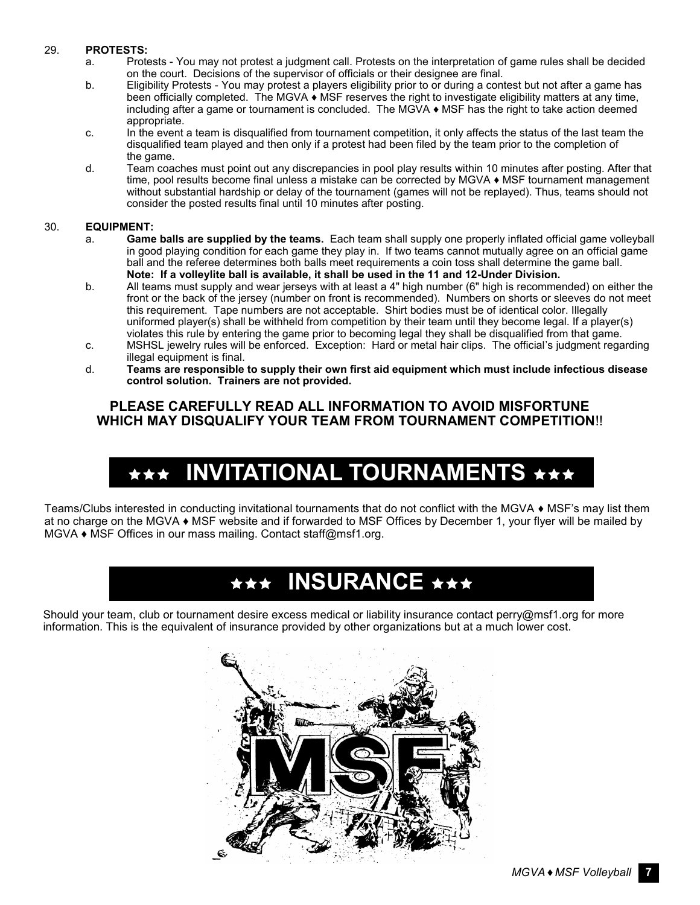29. **PROTESTS:**

a. Protests - You may not protest a judgment call. Protests on the interpretation of game rules shall be decided on the court. Decisions of the supervisor of officials or their designee are final.

b. Eligibility Protests - You may protest a players eligibility prior to or during a contest but not after a game has been officially completed. The MGVA ♦ MSF reserves the right to investigate eligibility matters at any time, including after a game or tournament is concluded. The MGVA ♦ MSF has the right to take action deemed appropriate.

c. In the event a team is disqualified from tournament competition, it only affects the status of the last team the disqualified team played and then only if a protest had been filed by the team prior to the completion of the game.

d. Team coaches must point out any discrepancies in pool play results within 10 minutes after posting. After that time, pool results become final unless a mistake can be corrected by MGVA ♦ MSF tournament management without substantial hardship or delay of the tournament (games will not be replayed). Thus, teams should not consider the posted results final until 10 minutes after posting.

30. **EQUIPMENT:**

a. **Game balls are supplied by the teams.** Each team shall supply one properly inflated official game volleyball in good playing condition for each game they play in. If two teams cannot mutually agree on an official game ball and the referee determines both balls meet requirements a coin toss shall determine the game ball. **Note: If a volleylite ball is available, it shall be used in the 11 and 12-Under Division.**

b. All teams must supply and wear jerseys with at least a 4" high number (6" high is recommended) on either the front or the back of the jersey (number on front is recommended). Numbers on shorts or sleeves do not meet this requirement. Tape numbers are not acceptable. Shirt bodies must be of identical color. Illegally uniformed player(s) shall be withheld from competition by their team until they become legal. If a player(s) violates this rule by entering the game prior to becoming legal they shall be disqualified from that game.

c. MSHSL jewelry rules will be enforced. Exception: Hard or metal hair clips. The official's judgment regarding illegal equipment is final.

d. **Teams are responsible to supply their own first aid equipment which must include infectious disease control solution. Trainers are not provided.**

**PLEASE CAREFULLY READ ALL INFORMATION TO AVOID MISFORTUNE WHICH MAY DISQUALIFY YOUR TEAM FROM TOURNAMENT COMPETITION!!**

## ★★★ INVITATIONAL TOURNAMENTS ★★★

Teams/Clubs interested in conducting invitational tournaments that do not conflict with the MGVA ♦ MSF's may list them at no charge on the MGVA ♦ MSF website and if forwarded to MSF Offices by December 1, your flyer will be mailed by MGVA ♦ MSF Offices in our mass mailing. Contact staff@msf1.org.

## ★★★ INSURANCE ★★★

Should your team, club or tournament desire excess medical or liability insurance contact perry@msf1.org for more information. This is the equivalent of insurance provided by other organizations but at a much lower cost.